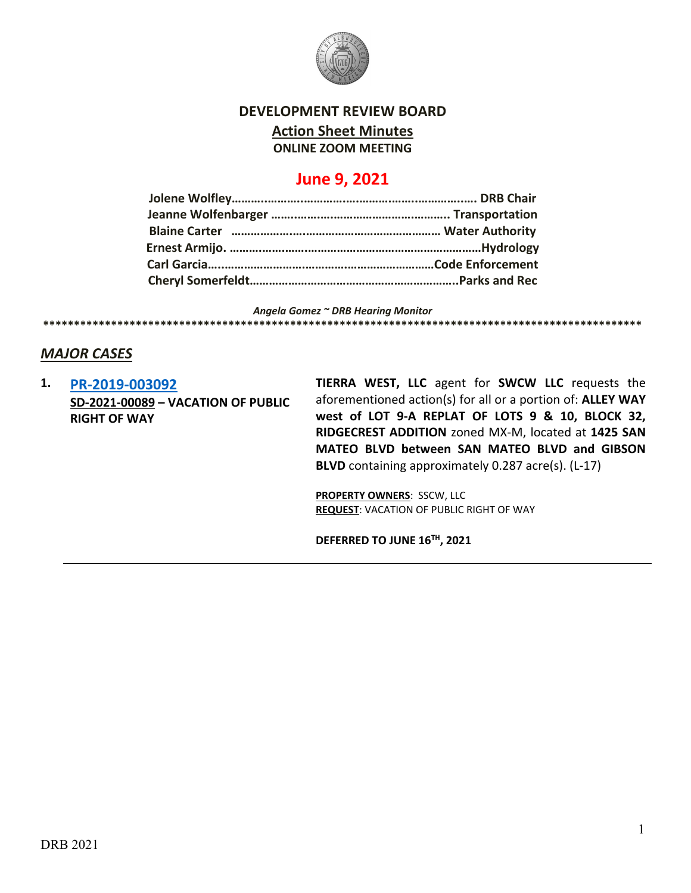# DEVELOPMENT REVIEW BOARD

## Action Sheet Minutes

**ONLINE ZOOM MEETING**

## June 9, 2021

**Jolene Wolfley……………………………………………………………… DRB Chair**
**Jeanne Wolfenbarger ………………………………………………. Transportation**
**Blaine Carter ………………………………………………………… Water Authority**
**Ernest Armijo. ……………………………………………………………………Hydrology**
**Carl Garcia………………………………………………………………Code Enforcement**
**Cheryl Somerfeldt………………………………………………………..Parks and Rec**

*Angela Gomez ~ DRB Hearing Monitor*

****************************************************************************************************

## *MAJOR CASES*

**1. PR-2019-003092**
**SD-2021-00089 – VACATION OF PUBLIC RIGHT OF WAY**

**TIERRA WEST, LLC** agent for **SWCW LLC** requests the aforementioned action(s) for all or a portion of: **ALLEY WAY west of LOT 9-A REPLAT OF LOTS 9 & 10, BLOCK 32, RIDGECREST ADDITION** zoned MX-M, located at **1425 SAN MATEO BLVD between SAN MATEO BLVD and GIBSON BLVD** containing approximately 0.287 acre(s). (L-17)

**PROPERTY OWNERS**: SSCW, LLC
**REQUEST**: VACATION OF PUBLIC RIGHT OF WAY

**DEFERRED TO JUNE 16TH, 2021**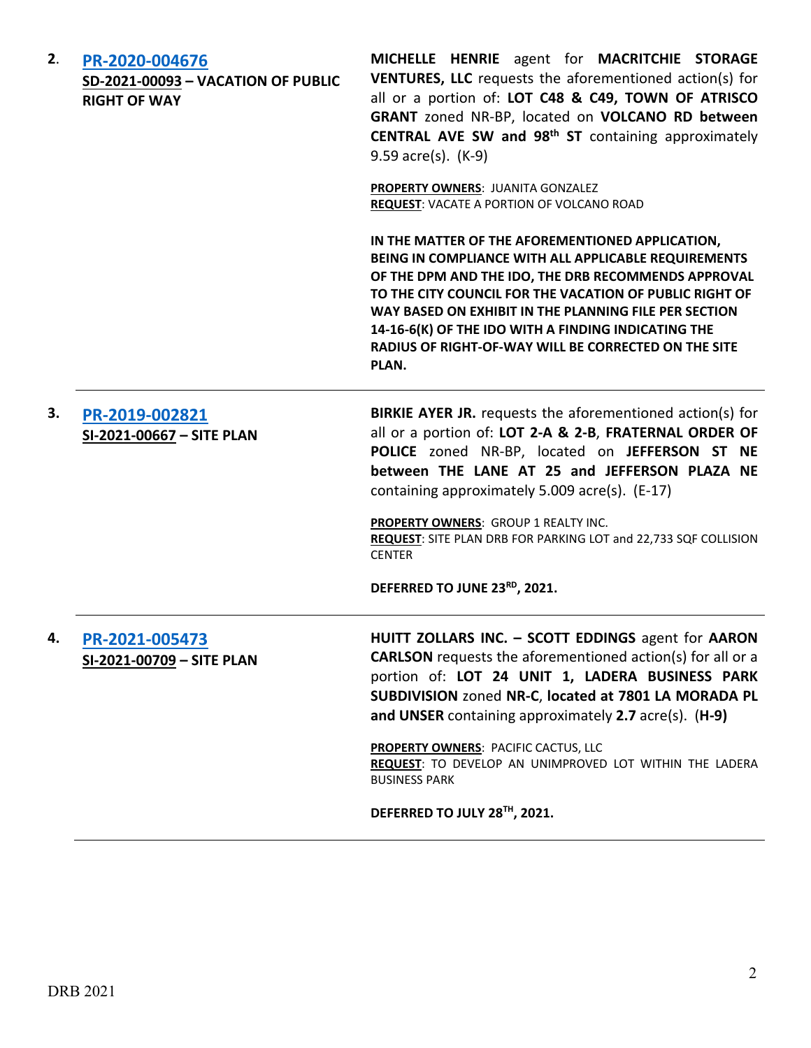**2.** **PR-2020-004676**
**SD-2021-00093 – VACATION OF PUBLIC RIGHT OF WAY**

**MICHELLE HENRIE** agent for **MACRITCHIE STORAGE VENTURES, LLC** requests the aforementioned action(s) for all or a portion of: **LOT C48 & C49, TOWN OF ATRISCO GRANT** zoned NR-BP, located on **VOLCANO RD between CENTRAL AVE SW and 98th ST** containing approximately 9.59 acre(s). (K-9)

**PROPERTY OWNERS**: JUANITA GONZALEZ
**REQUEST**: VACATE A PORTION OF VOLCANO ROAD

**IN THE MATTER OF THE AFOREMENTIONED APPLICATION, BEING IN COMPLIANCE WITH ALL APPLICABLE REQUIREMENTS OF THE DPM AND THE IDO, THE DRB RECOMMENDS APPROVAL TO THE CITY COUNCIL FOR THE VACATION OF PUBLIC RIGHT OF WAY BASED ON EXHIBIT IN THE PLANNING FILE PER SECTION 14-16-6(K) OF THE IDO WITH A FINDING INDICATING THE RADIUS OF RIGHT-OF-WAY WILL BE CORRECTED ON THE SITE PLAN.**

---

**3.** **PR-2019-002821**
**SI-2021-00667 – SITE PLAN**

**BIRKIE AYER JR.** requests the aforementioned action(s) for all or a portion of: **LOT 2-A & 2-B**, **FRATERNAL ORDER OF POLICE** zoned NR-BP, located on **JEFFERSON ST NE between THE LANE AT 25 and JEFFERSON PLAZA NE** containing approximately 5.009 acre(s). (E-17)

**PROPERTY OWNERS**: GROUP 1 REALTY INC.
**REQUEST**: SITE PLAN DRB FOR PARKING LOT and 22,733 SQF COLLISION CENTER

**DEFERRED TO JUNE 23RD, 2021.**

---

**4.** **PR-2021-005473**
**SI-2021-00709 – SITE PLAN**

**HUITT ZOLLARS INC. – SCOTT EDDINGS** agent for **AARON CARLSON** requests the aforementioned action(s) for all or a portion of: **LOT 24 UNIT 1, LADERA BUSINESS PARK SUBDIVISION** zoned **NR-C**, **located at 7801 LA MORADA PL and UNSER** containing approximately **2.7** acre(s). (**H-9)**

**PROPERTY OWNERS**: PACIFIC CACTUS, LLC
**REQUEST**: TO DEVELOP AN UNIMPROVED LOT WITHIN THE LADERA BUSINESS PARK

**DEFERRED TO JULY 28TH, 2021.**

---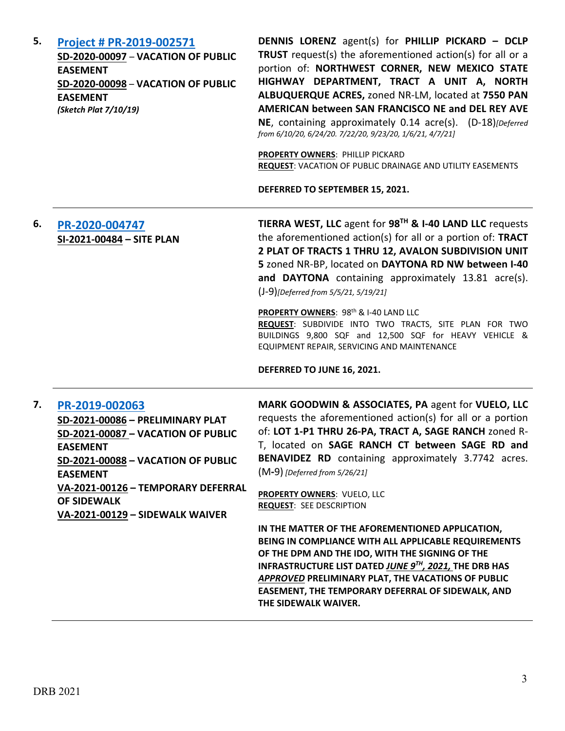**5.** **[Project # PR-2019-002571](#)**

**SD-2020-00097** – **VACATION OF PUBLIC EASEMENT**
**SD-2020-00098** – **VACATION OF PUBLIC EASEMENT**
***(Sketch Plat 7/10/19)***

**DENNIS LORENZ** agent(s) for **PHILLIP PICKARD – DCLP TRUST** request(s) the aforementioned action(s) for all or a portion of: **NORTHWEST CORNER, NEW MEXICO STATE HIGHWAY DEPARTMENT, TRACT A UNIT A, NORTH ALBUQUERQUE ACRES,** zoned NR-LM, located at **7550 PAN AMERICAN between SAN FRANCISCO NE and DEL REY AVE NE**, containing approximately 0.14 acre(s). (D-18)*[Deferred from 6/10/20, 6/24/20. 7/22/20, 9/23/20, 1/6/21, 4/7/21]*

**PROPERTY OWNERS**: PHILLIP PICKARD
**REQUEST**: VACATION OF PUBLIC DRAINAGE AND UTILITY EASEMENTS

**DEFERRED TO SEPTEMBER 15, 2021.**

---

**6.** **[PR-2020-004747](#)**

**SI-2021-00484 – SITE PLAN**

**TIERRA WEST, LLC** agent for **98TH & I-40 LAND LLC** requests the aforementioned action(s) for all or a portion of: **TRACT 2 PLAT OF TRACTS 1 THRU 12, AVALON SUBDIVISION UNIT 5** zoned NR-BP, located on **DAYTONA RD NW between I-40 and DAYTONA** containing approximately 13.81 acre(s). (J-9)*[Deferred from 5/5/21, 5/19/21]*

**PROPERTY OWNERS**: 98th & I-40 LAND LLC
**REQUEST**: SUBDIVIDE INTO TWO TRACTS, SITE PLAN FOR TWO BUILDINGS 9,800 SQF and 12,500 SQF for HEAVY VEHICLE & EQUIPMENT REPAIR, SERVICING AND MAINTENANCE

**DEFERRED TO JUNE 16, 2021.**

---

**7.** **[PR-2019-002063](#)**

**SD-2021-00086 – PRELIMINARY PLAT**
**SD-2021-00087 – VACATION OF PUBLIC EASEMENT**
**SD-2021-00088 – VACATION OF PUBLIC EASEMENT**
**VA-2021-00126 – TEMPORARY DEFERRAL OF SIDEWALK**
**VA-2021-00129 – SIDEWALK WAIVER**

**MARK GOODWIN & ASSOCIATES, PA** agent for **VUELO, LLC** requests the aforementioned action(s) for all or a portion of: **LOT 1-P1 THRU 26-PA, TRACT A, SAGE RANCH** zoned R-T, located on **SAGE RANCH CT between SAGE RD and BENAVIDEZ RD** containing approximately 3.7742 acres. (M-9) *[Deferred from 5/26/21]*

**PROPERTY OWNERS**: VUELO, LLC
**REQUEST**: SEE DESCRIPTION

**IN THE MATTER OF THE AFOREMENTIONED APPLICATION, BEING IN COMPLIANCE WITH ALL APPLICABLE REQUIREMENTS OF THE DPM AND THE IDO, WITH THE SIGNING OF THE INFRASTRUCTURE LIST DATED *JUNE 9TH, 2021,* THE DRB HAS *APPROVED* PRELIMINARY PLAT, THE VACATIONS OF PUBLIC EASEMENT, THE TEMPORARY DEFERRAL OF SIDEWALK, AND THE SIDEWALK WAIVER.**

---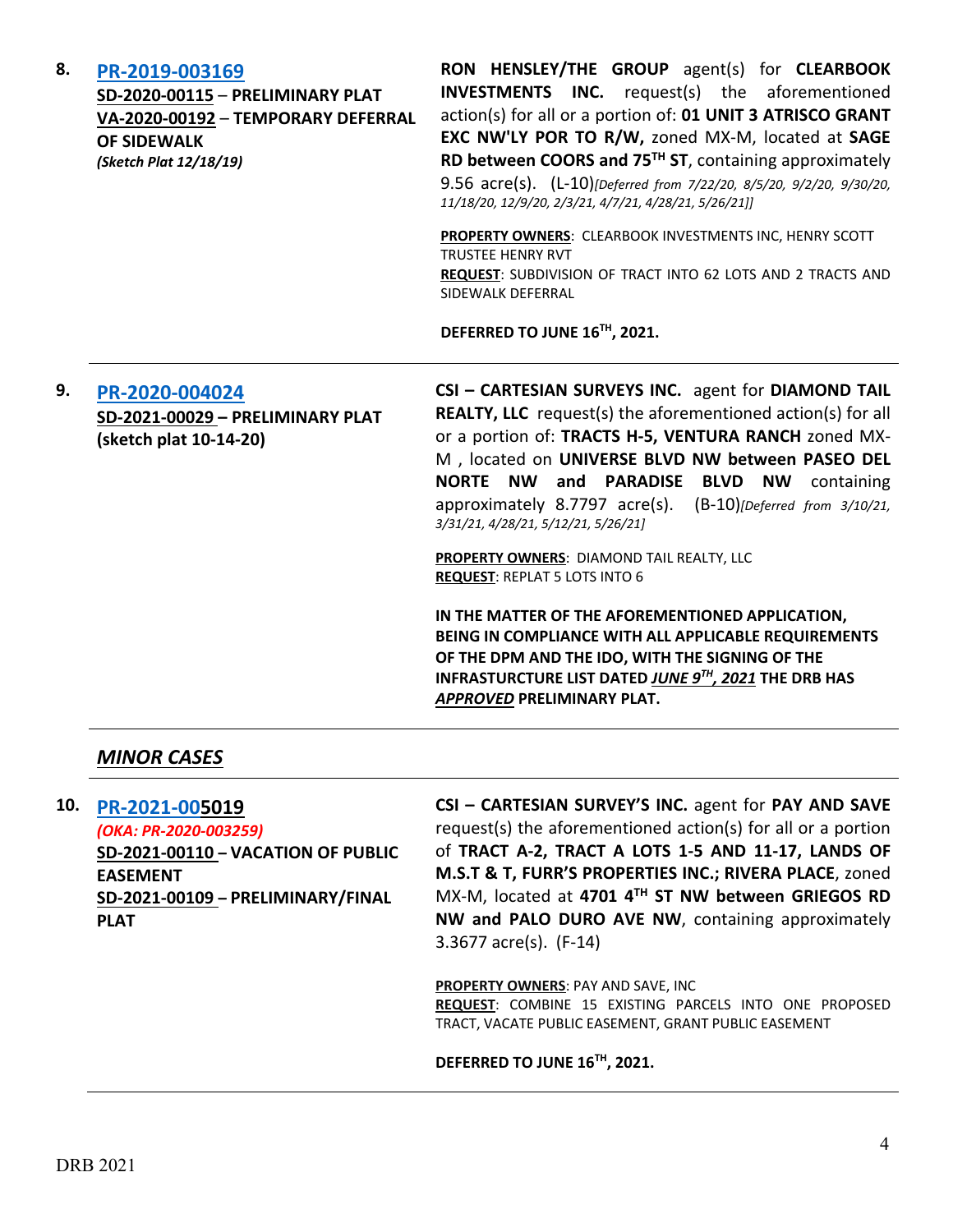**8.** **PR-2019-003169**

**SD-2020-00115** – **PRELIMINARY PLAT**
**VA-2020-00192** – **TEMPORARY DEFERRAL OF SIDEWALK**
***(Sketch Plat 12/18/19)***

**RON HENSLEY/THE GROUP** agent(s) for **CLEARBOOK INVESTMENTS INC.** request(s) the aforementioned action(s) for all or a portion of: **01 UNIT 3 ATRISCO GRANT EXC NW'LY POR TO R/W,** zoned MX-M, located at **SAGE RD between COORS and 75TH ST**, containing approximately 9.56 acre(s). (L-10)*[Deferred from 7/22/20, 8/5/20, 9/2/20, 9/30/20, 11/18/20, 12/9/20, 2/3/21, 4/7/21, 4/28/21, 5/26/21]]*

**PROPERTY OWNERS**: CLEARBOOK INVESTMENTS INC, HENRY SCOTT TRUSTEE HENRY RVT
**REQUEST**: SUBDIVISION OF TRACT INTO 62 LOTS AND 2 TRACTS AND SIDEWALK DEFERRAL

**DEFERRED TO JUNE 16TH, 2021.**

---

**9.** **PR-2020-004024**

**SD-2021-00029** – **PRELIMINARY PLAT (sketch plat 10-14-20)**

**CSI – CARTESIAN SURVEYS INC.** agent for **DIAMOND TAIL REALTY, LLC** request(s) the aforementioned action(s) for all or a portion of: **TRACTS H-5, VENTURA RANCH** zoned MX-M , located on **UNIVERSE BLVD NW between PASEO DEL NORTE NW and PARADISE BLVD NW** containing approximately 8.7797 acre(s). (B-10)*[Deferred from 3/10/21, 3/31/21, 4/28/21, 5/12/21, 5/26/21]*

**PROPERTY OWNERS**: DIAMOND TAIL REALTY, LLC
**REQUEST**: REPLAT 5 LOTS INTO 6

**IN THE MATTER OF THE AFOREMENTIONED APPLICATION, BEING IN COMPLIANCE WITH ALL APPLICABLE REQUIREMENTS OF THE DPM AND THE IDO, WITH THE SIGNING OF THE INFRASTURCTURE LIST DATED *JUNE 9TH, 2021* THE DRB HAS *APPROVED* PRELIMINARY PLAT.**

---

## *MINOR CASES*

---

**10.** **PR-2021-005019**

***(OKA: PR-2020-003259)***
**SD-2021-00110** – **VACATION OF PUBLIC EASEMENT**
**SD-2021-00109** – **PRELIMINARY/FINAL PLAT**

**CSI – CARTESIAN SURVEY'S INC.** agent for **PAY AND SAVE** request(s) the aforementioned action(s) for all or a portion of **TRACT A-2, TRACT A LOTS 1-5 AND 11-17, LANDS OF M.S.T & T, FURR'S PROPERTIES INC.; RIVERA PLACE**, zoned MX-M, located at **4701 4TH ST NW between GRIEGOS RD NW and PALO DURO AVE NW**, containing approximately 3.3677 acre(s). (F-14)

**PROPERTY OWNERS**: PAY AND SAVE, INC
**REQUEST**: COMBINE 15 EXISTING PARCELS INTO ONE PROPOSED TRACT, VACATE PUBLIC EASEMENT, GRANT PUBLIC EASEMENT

**DEFERRED TO JUNE 16TH, 2021.**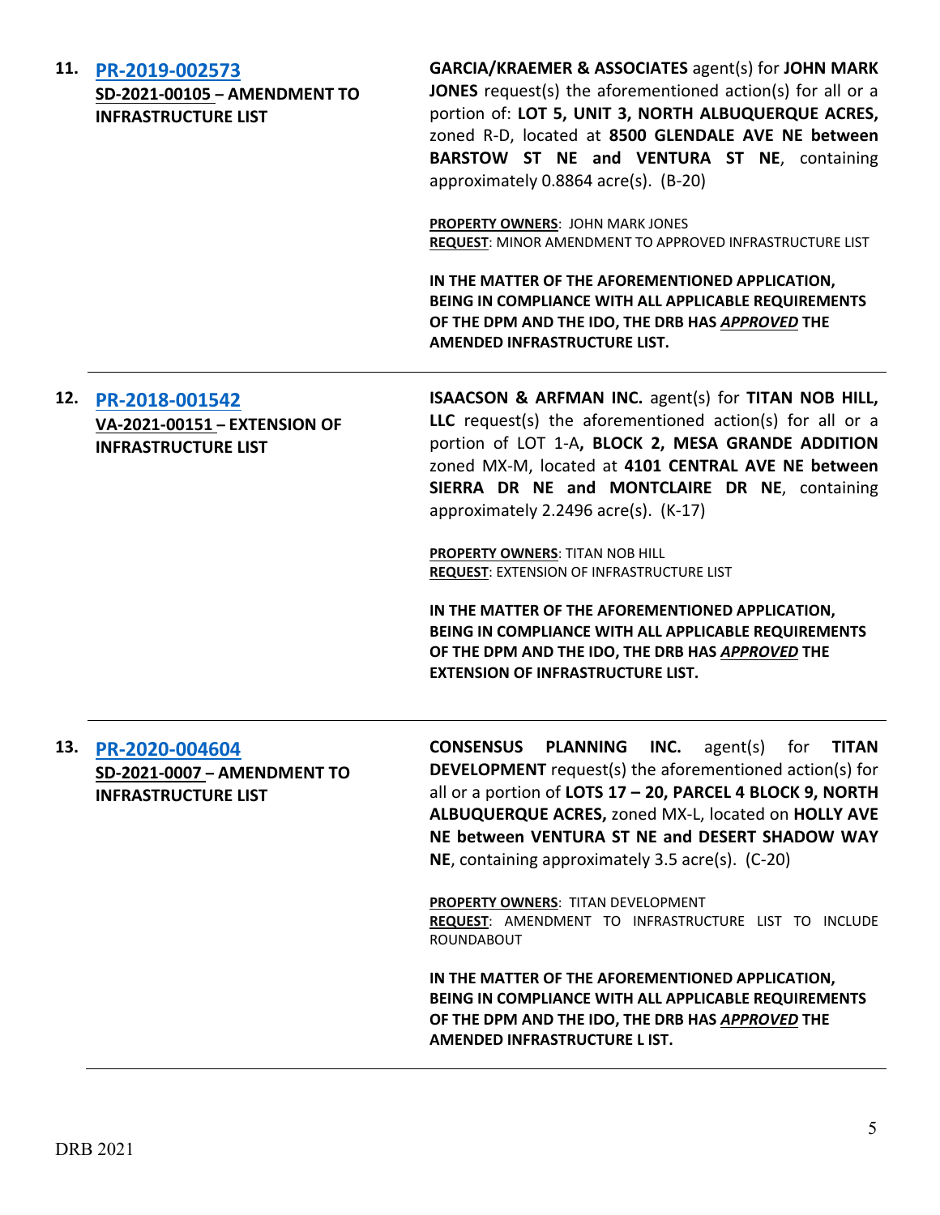**11. [PR-2019-002573](#)**
**SD-2021-00105 – AMENDMENT TO INFRASTRUCTURE LIST**

**GARCIA/KRAEMER & ASSOCIATES** agent(s) for **JOHN MARK JONES** request(s) the aforementioned action(s) for all or a portion of: **LOT 5, UNIT 3, NORTH ALBUQUERQUE ACRES,** zoned R-D, located at **8500 GLENDALE AVE NE between BARSTOW ST NE and VENTURA ST NE**, containing approximately 0.8864 acre(s). (B-20)

**PROPERTY OWNERS**: JOHN MARK JONES
**REQUEST**: MINOR AMENDMENT TO APPROVED INFRASTRUCTURE LIST

**IN THE MATTER OF THE AFOREMENTIONED APPLICATION, BEING IN COMPLIANCE WITH ALL APPLICABLE REQUIREMENTS OF THE DPM AND THE IDO, THE DRB HAS *APPROVED* THE AMENDED INFRASTRUCTURE LIST.**

---

**12. [PR-2018-001542](#)**
**VA-2021-00151 – EXTENSION OF INFRASTRUCTURE LIST**

**ISAACSON & ARFMAN INC.** agent(s) for **TITAN NOB HILL, LLC** request(s) the aforementioned action(s) for all or a portion of LOT 1-A**, BLOCK 2, MESA GRANDE ADDITION** zoned MX-M, located at **4101 CENTRAL AVE NE between SIERRA DR NE and MONTCLAIRE DR NE**, containing approximately 2.2496 acre(s). (K-17)

**PROPERTY OWNERS**: TITAN NOB HILL
**REQUEST**: EXTENSION OF INFRASTRUCTURE LIST

**IN THE MATTER OF THE AFOREMENTIONED APPLICATION, BEING IN COMPLIANCE WITH ALL APPLICABLE REQUIREMENTS OF THE DPM AND THE IDO, THE DRB HAS *APPROVED* THE EXTENSION OF INFRASTRUCTURE LIST.**

---

**13. [PR-2020-004604](#)**
**SD-2021-0007 – AMENDMENT TO INFRASTRUCTURE LIST**

**CONSENSUS PLANNING INC.** agent(s) for **TITAN DEVELOPMENT** request(s) the aforementioned action(s) for all or a portion of **LOTS 17 – 20, PARCEL 4 BLOCK 9, NORTH ALBUQUERQUE ACRES,** zoned MX-L, located on **HOLLY AVE NE between VENTURA ST NE and DESERT SHADOW WAY NE**, containing approximately 3.5 acre(s). (C-20)

**PROPERTY OWNERS**: TITAN DEVELOPMENT
**REQUEST**: AMENDMENT TO INFRASTRUCTURE LIST TO INCLUDE ROUNDABOUT

**IN THE MATTER OF THE AFOREMENTIONED APPLICATION, BEING IN COMPLIANCE WITH ALL APPLICABLE REQUIREMENTS OF THE DPM AND THE IDO, THE DRB HAS *APPROVED* THE AMENDED INFRASTRUCTURE L IST.**

---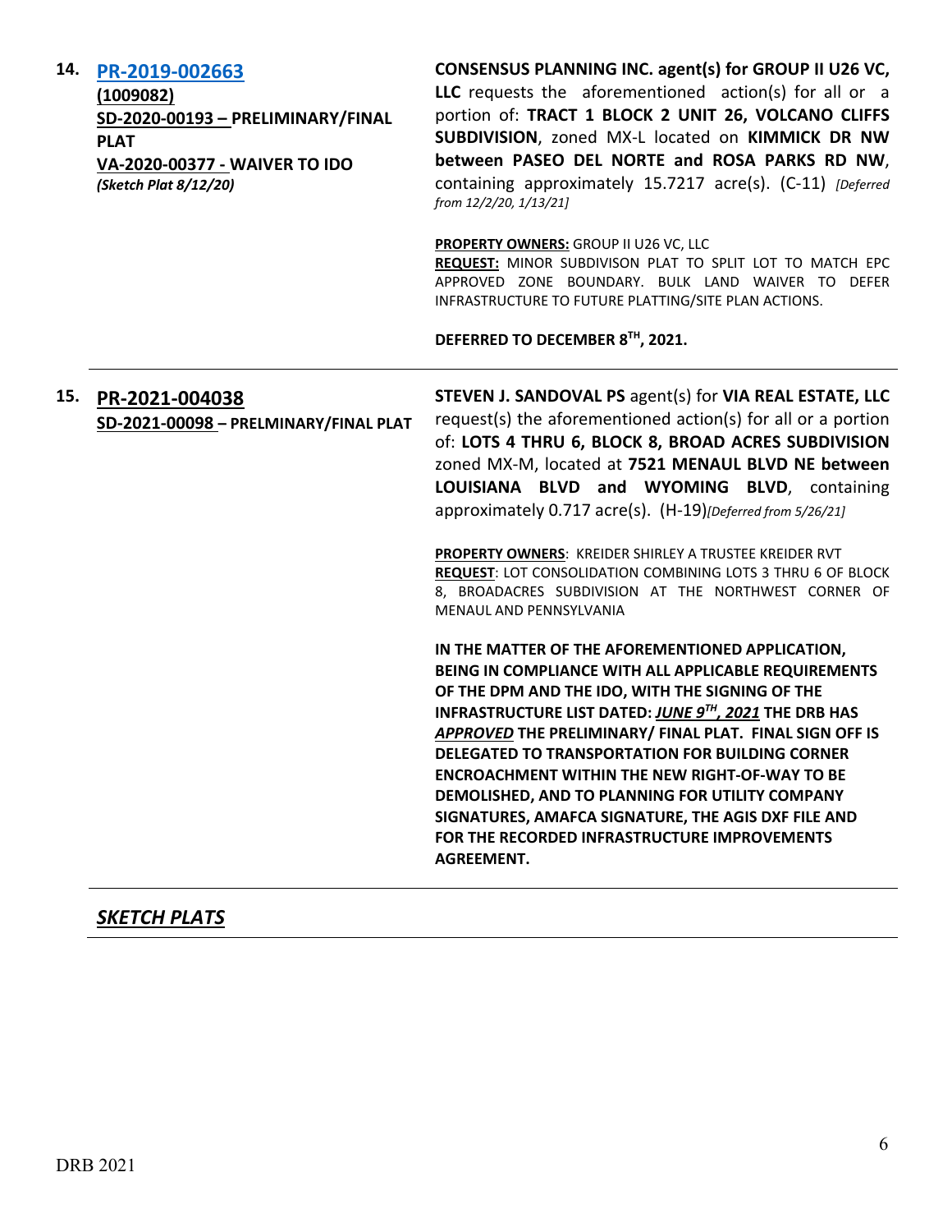14. **PR-2019-002663**
**(1009082)**
**SD-2020-00193 – PRELIMINARY/FINAL PLAT**
**VA-2020-00377 - WAIVER TO IDO**
***(Sketch Plat 8/12/20)***

**CONSENSUS PLANNING INC. agent(s) for GROUP II U26 VC, LLC** requests the aforementioned action(s) for all or a portion of: **TRACT 1 BLOCK 2 UNIT 26, VOLCANO CLIFFS SUBDIVISION**, zoned MX-L located on **KIMMICK DR NW between PASEO DEL NORTE and ROSA PARKS RD NW**, containing approximately 15.7217 acre(s). (C-11) *[Deferred from 12/2/20, 1/13/21]*

**PROPERTY OWNERS:** GROUP II U26 VC, LLC
**REQUEST:** MINOR SUBDIVISON PLAT TO SPLIT LOT TO MATCH EPC APPROVED ZONE BOUNDARY. BULK LAND WAIVER TO DEFER INFRASTRUCTURE TO FUTURE PLATTING/SITE PLAN ACTIONS.

**DEFERRED TO DECEMBER 8TH, 2021.**

---

15. **PR-2021-004038**
**SD-2021-00098 – PRELMINARY/FINAL PLAT**

**STEVEN J. SANDOVAL PS** agent(s) for **VIA REAL ESTATE, LLC** request(s) the aforementioned action(s) for all or a portion of: **LOTS 4 THRU 6, BLOCK 8, BROAD ACRES SUBDIVISION** zoned MX-M, located at **7521 MENAUL BLVD NE between LOUISIANA BLVD and WYOMING BLVD**, containing approximately 0.717 acre(s). (H-19)*[Deferred from 5/26/21]*

**PROPERTY OWNERS**: KREIDER SHIRLEY A TRUSTEE KREIDER RVT
**REQUEST**: LOT CONSOLIDATION COMBINING LOTS 3 THRU 6 OF BLOCK 8, BROADACRES SUBDIVISION AT THE NORTHWEST CORNER OF MENAUL AND PENNSYLVANIA

**IN THE MATTER OF THE AFOREMENTIONED APPLICATION, BEING IN COMPLIANCE WITH ALL APPLICABLE REQUIREMENTS OF THE DPM AND THE IDO, WITH THE SIGNING OF THE INFRASTRUCTURE LIST DATED: *JUNE 9TH, 2021* THE DRB HAS *APPROVED* THE PRELIMINARY/ FINAL PLAT. FINAL SIGN OFF IS DELEGATED TO TRANSPORTATION FOR BUILDING CORNER ENCROACHMENT WITHIN THE NEW RIGHT-OF-WAY TO BE DEMOLISHED, AND TO PLANNING FOR UTILITY COMPANY SIGNATURES, AMAFCA SIGNATURE, THE AGIS DXF FILE AND FOR THE RECORDED INFRASTRUCTURE IMPROVEMENTS AGREEMENT.**

---

## ***SKETCH PLATS***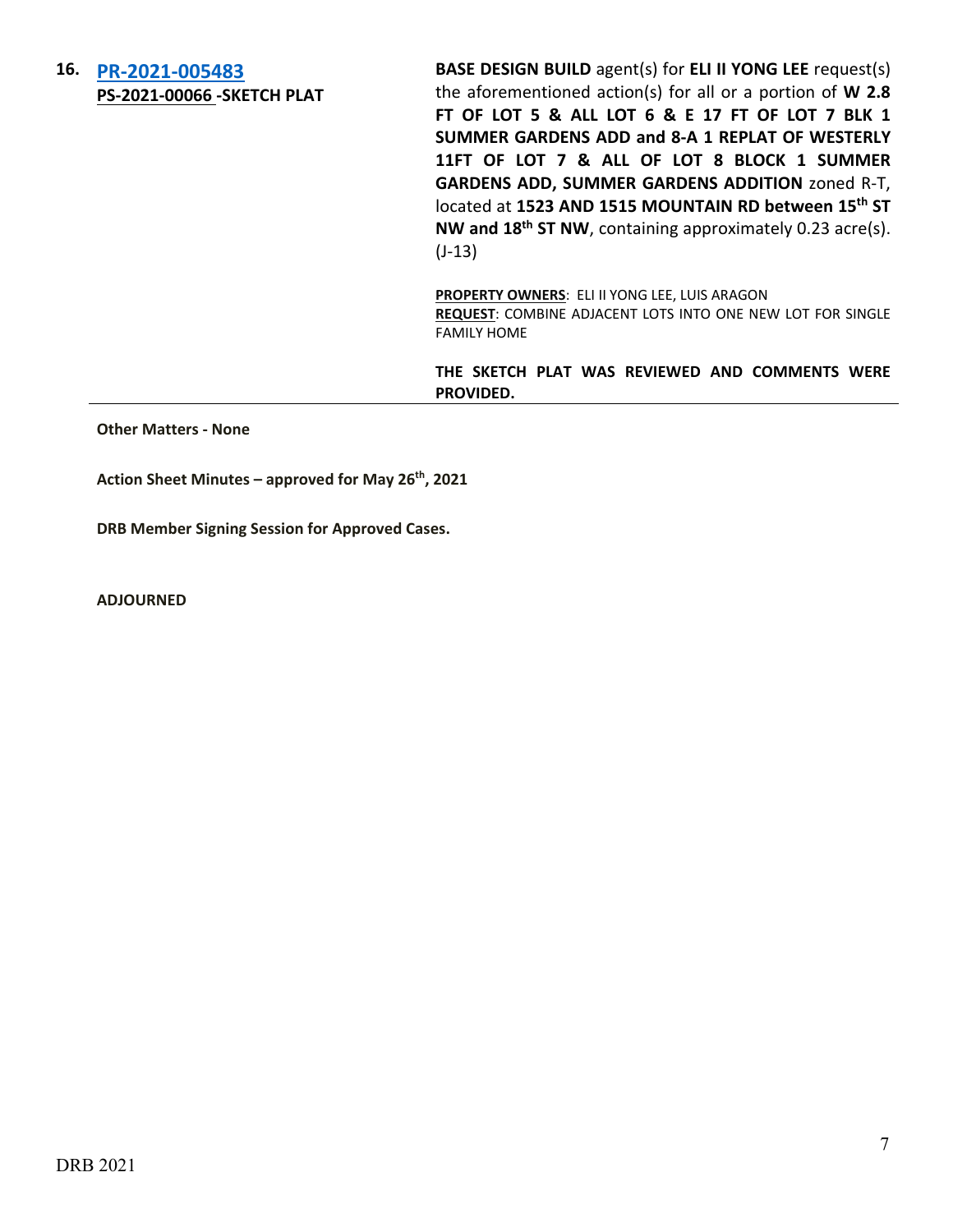**16. PR-2021-005483**
**PS-2021-00066 -SKETCH PLAT**

**BASE DESIGN BUILD** agent(s) for **ELI II YONG LEE** request(s) the aforementioned action(s) for all or a portion of **W 2.8 FT OF LOT 5 & ALL LOT 6 & E 17 FT OF LOT 7 BLK 1 SUMMER GARDENS ADD and 8-A 1 REPLAT OF WESTERLY 11FT OF LOT 7 & ALL OF LOT 8 BLOCK 1 SUMMER GARDENS ADD, SUMMER GARDENS ADDITION** zoned R-T, located at **1523 AND 1515 MOUNTAIN RD between 15th ST NW and 18th ST NW**, containing approximately 0.23 acre(s). (J-13)

**PROPERTY OWNERS**: ELI II YONG LEE, LUIS ARAGON
**REQUEST**: COMBINE ADJACENT LOTS INTO ONE NEW LOT FOR SINGLE FAMILY HOME

**THE SKETCH PLAT WAS REVIEWED AND COMMENTS WERE PROVIDED.**

---

**Other Matters - None**

**Action Sheet Minutes – approved for May 26th, 2021**

**DRB Member Signing Session for Approved Cases.**

**ADJOURNED**